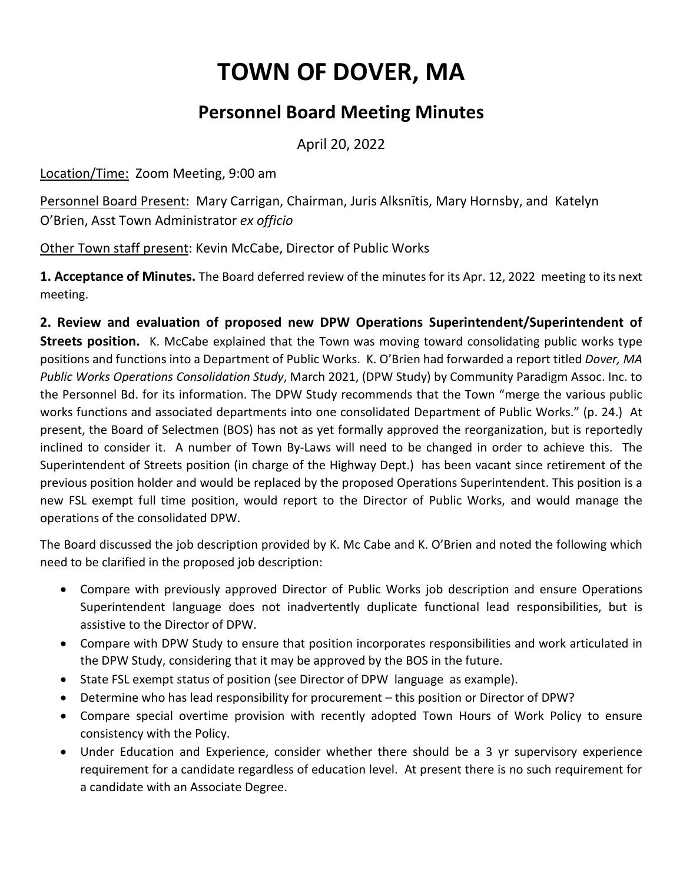# TOWN OF DOVER, MA

## Personnel Board Meeting Minutes

April 20, 2022

Location/Time: Zoom Meeting, 9:00 am

Personnel Board Present: Mary Carrigan, Chairman, Juris Alksnītis, Mary Hornsby, and Katelyn O'Brien, Asst Town Administrator *ex officio*

Other Town staff present: Kevin McCabe, Director of Public Works

**1. Acceptance of Minutes.** The Board deferred review of the minutes for its Apr. 12, 2022 meeting to its next meeting.

**2. Review and evaluation of proposed new DPW Operations Superintendent/Superintendent of Streets position.** K. McCabe explained that the Town was moving toward consolidating public works type positions and functions into a Department of Public Works. K. O'Brien had forwarded a report titled *Dover, MA Public Works Operations Consolidation Study*, March 2021, (DPW Study) by Community Paradigm Assoc. Inc. to the Personnel Bd. for its information. The DPW Study recommends that the Town "merge the various public works functions and associated departments into one consolidated Department of Public Works." (p. 24.) At present, the Board of Selectmen (BOS) has not as yet formally approved the reorganization, but is reportedly inclined to consider it. A number of Town By-Laws will need to be changed in order to achieve this. The Superintendent of Streets position (in charge of the Highway Dept.) has been vacant since retirement of the previous position holder and would be replaced by the proposed Operations Superintendent. This position is a new FSL exempt full time position, would report to the Director of Public Works, and would manage the operations of the consolidated DPW.

The Board discussed the job description provided by K. Mc Cabe and K. O'Brien and noted the following which need to be clarified in the proposed job description:

- Compare with previously approved Director of Public Works job description and ensure Operations Superintendent language does not inadvertently duplicate functional lead responsibilities, but is assistive to the Director of DPW.
- Compare with DPW Study to ensure that position incorporates responsibilities and work articulated in the DPW Study, considering that it may be approved by the BOS in the future.
- State FSL exempt status of position (see Director of DPW language as example).
- Determine who has lead responsibility for procurement – this position or Director of DPW?
- Compare special overtime provision with recently adopted Town Hours of Work Policy to ensure consistency with the Policy.
- Under Education and Experience, consider whether there should be a 3 yr supervisory experience requirement for a candidate regardless of education level. At present there is no such requirement for a candidate with an Associate Degree.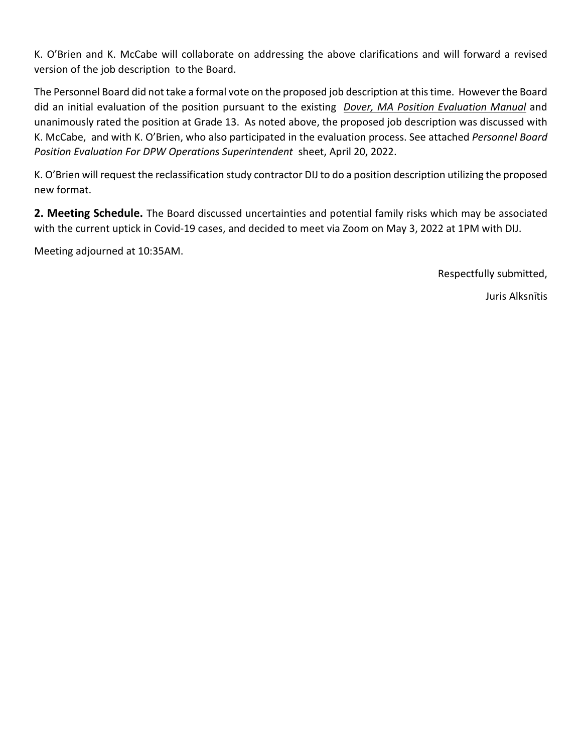K. O'Brien and K. McCabe will collaborate on addressing the above clarifications and will forward a revised version of the job description to the Board.

The Personnel Board did not take a formal vote on the proposed job description at this time. However the Board did an initial evaluation of the position pursuant to the existing *Dover, MA Position Evaluation Manual* and unanimously rated the position at Grade 13. As noted above, the proposed job description was discussed with K. McCabe, and with K. O'Brien, who also participated in the evaluation process. See attached *Personnel Board Position Evaluation For DPW Operations Superintendent* sheet, April 20, 2022.

K. O'Brien will request the reclassification study contractor DIJ to do a position description utilizing the proposed new format.

**2. Meeting Schedule.** The Board discussed uncertainties and potential family risks which may be associated with the current uptick in Covid-19 cases, and decided to meet via Zoom on May 3, 2022 at 1PM with DIJ.

Meeting adjourned at 10:35AM.

Respectfully submitted,

Juris Alksnītis